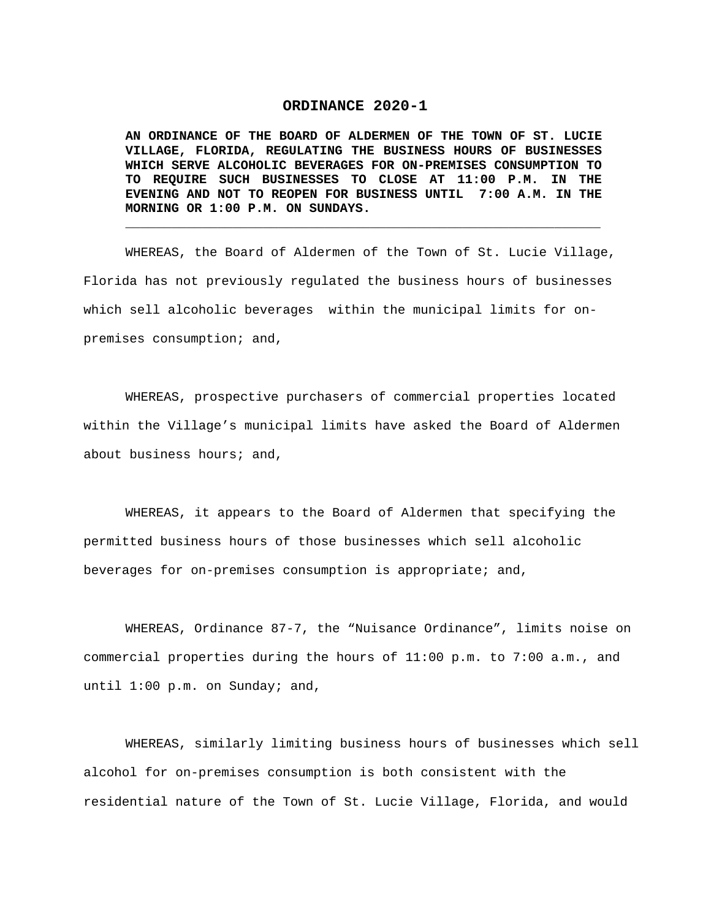# ORDINANCE 2020-1

**AN ORDINANCE OF THE BOARD OF ALDERMEN OF THE TOWN OF ST. LUCIE VILLAGE, FLORIDA, REGULATING THE BUSINESS HOURS OF BUSINESSES WHICH SERVE ALCOHOLIC BEVERAGES FOR ON-PREMISES CONSUMPTION TO TO REQUIRE SUCH BUSINESSES TO CLOSE AT 11:00 P.M. IN THE EVENING AND NOT TO REOPEN FOR BUSINESS UNTIL 7:00 A.M. IN THE MORNING OR 1:00 P.M. ON SUNDAYS.**

---

WHEREAS, the Board of Aldermen of the Town of St. Lucie Village, Florida has not previously regulated the business hours of businesses which sell alcoholic beverages within the municipal limits for on-premises consumption; and,

WHEREAS, prospective purchasers of commercial properties located within the Village's municipal limits have asked the Board of Aldermen about business hours; and,

WHEREAS, it appears to the Board of Aldermen that specifying the permitted business hours of those businesses which sell alcoholic beverages for on-premises consumption is appropriate; and,

WHEREAS, Ordinance 87-7, the "Nuisance Ordinance", limits noise on commercial properties during the hours of 11:00 p.m. to 7:00 a.m., and until 1:00 p.m. on Sunday; and,

WHEREAS, similarly limiting business hours of businesses which sell alcohol for on-premises consumption is both consistent with the residential nature of the Town of St. Lucie Village, Florida, and would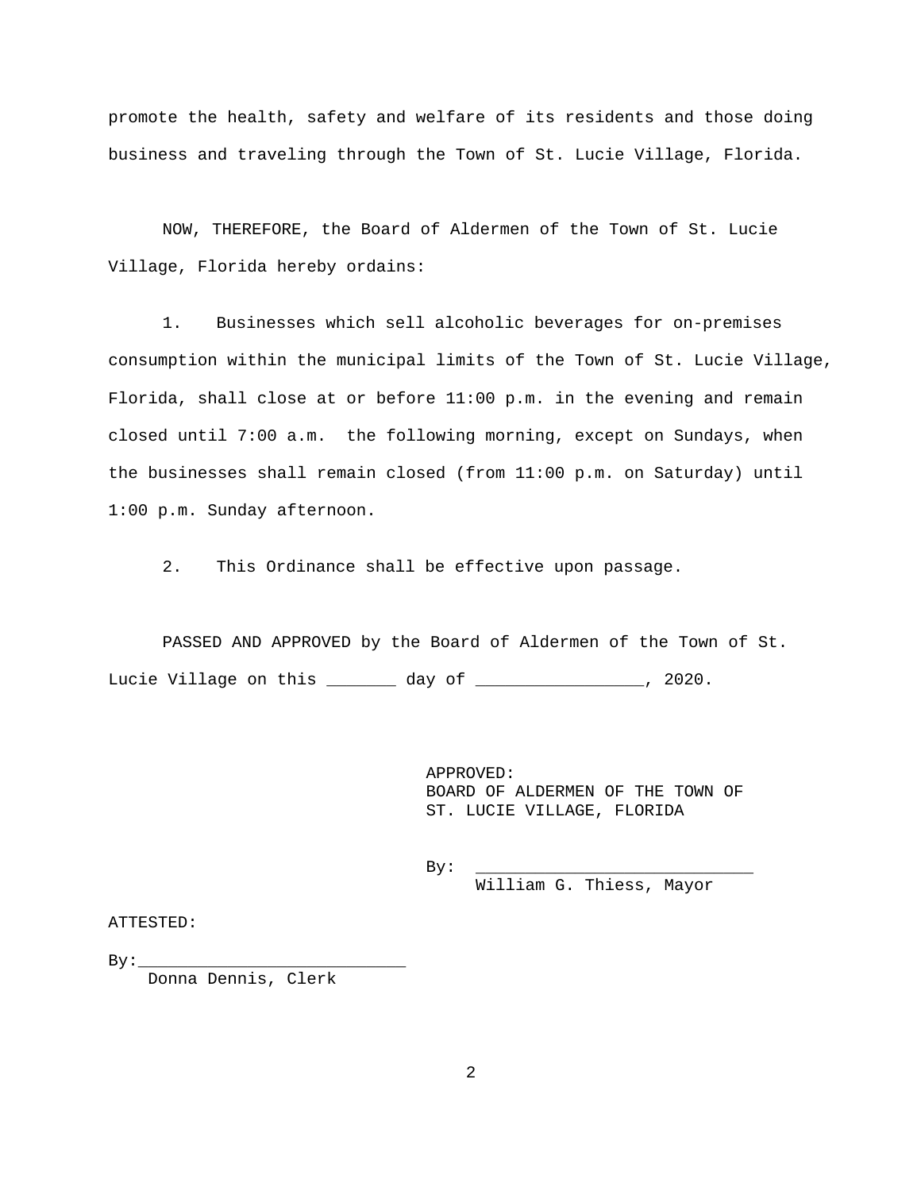promote the health, safety and welfare of its residents and those doing business and traveling through the Town of St. Lucie Village, Florida.

NOW, THEREFORE, the Board of Aldermen of the Town of St. Lucie Village, Florida hereby ordains:

1. Businesses which sell alcoholic beverages for on-premises consumption within the municipal limits of the Town of St. Lucie Village, Florida, shall close at or before 11:00 p.m. in the evening and remain closed until 7:00 a.m. the following morning, except on Sundays, when the businesses shall remain closed (from 11:00 p.m. on Saturday) until 1:00 p.m. Sunday afternoon.

2. This Ordinance shall be effective upon passage.

PASSED AND APPROVED by the Board of Aldermen of the Town of St. Lucie Village on this _______ day of _________________, 2020.

APPROVED:
BOARD OF ALDERMEN OF THE TOWN OF
ST. LUCIE VILLAGE, FLORIDA

By: ____________________________
William G. Thiess, Mayor

ATTESTED:

By:___________________________
Donna Dennis, Clerk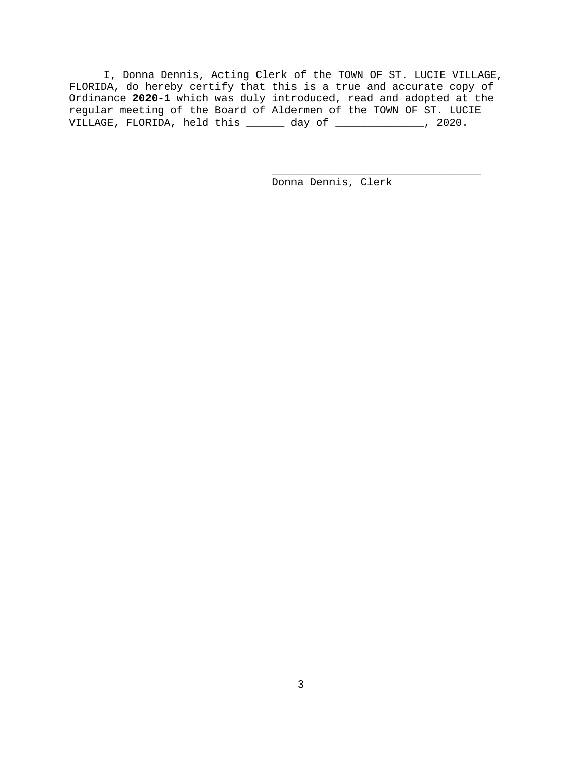I, Donna Dennis, Acting Clerk of the TOWN OF ST. LUCIE VILLAGE, FLORIDA, do hereby certify that this is a true and accurate copy of Ordinance **2020-1** which was duly introduced, read and adopted at the regular meeting of the Board of Aldermen of the TOWN OF ST. LUCIE VILLAGE, FLORIDA, held this ______ day of ______________, 2020.

_________________________________
Donna Dennis, Clerk